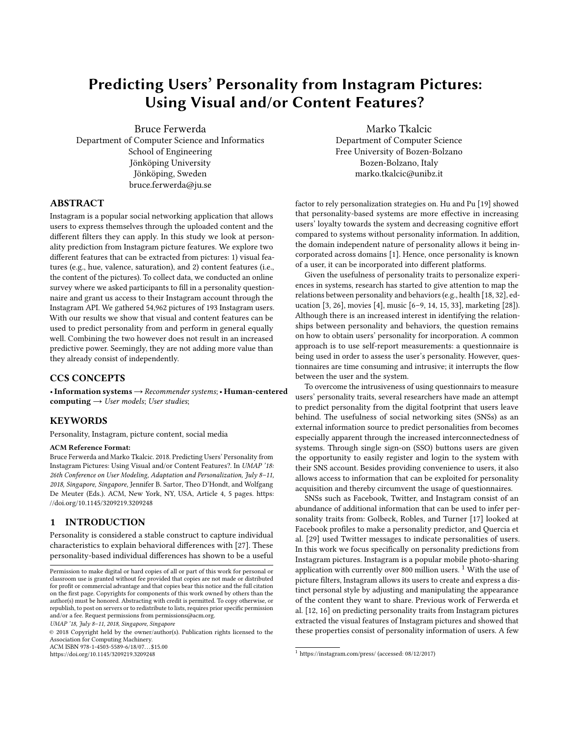# Predicting Users' Personality from Instagram Pictures: Using Visual and/or Content Features?

Bruce Ferwerda
Department of Computer Science and Informatics
School of Engineering
Jönköping University
Jönköping, Sweden
bruce.ferwerda@ju.se

Marko Tkalcic
Department of Computer Science
Free University of Bozen-Bolzano
Bozen-Bolzano, Italy
marko.tkalcic@unibz.it

## ABSTRACT

Instagram is a popular social networking application that allows users to express themselves through the uploaded content and the different filters they can apply. In this study we look at personality prediction from Instagram picture features. We explore two different features that can be extracted from pictures: 1) visual features (e.g., hue, valence, saturation), and 2) content features (i.e., the content of the pictures). To collect data, we conducted an online survey where we asked participants to fill in a personality questionnaire and grant us access to their Instagram account through the Instagram API. We gathered 54,962 pictures of 193 Instagram users. With our results we show that visual and content features can be used to predict personality from and perform in general equally well. Combining the two however does not result in an increased predictive power. Seemingly, they are not adding more value than they already consist of independently.

## CCS CONCEPTS

• **Information systems** → *Recommender systems*; • **Human-centered computing** → *User models*; *User studies*;

## KEYWORDS

Personality, Instagram, picture content, social media

**ACM Reference Format:**
Bruce Ferwerda and Marko Tkalcic. 2018. Predicting Users' Personality from Instagram Pictures: Using Visual and/or Content Features?. In *UMAP '18: 26th Conference on User Modeling, Adaptation and Personalization, July 8–11, 2018, Singapore, Singapore*, Jennifer B. Sartor, Theo D'Hondt, and Wolfgang De Meuter (Eds.). ACM, New York, NY, USA, Article 4, 5 pages. https://doi.org/10.1145/3209219.3209248

## 1 INTRODUCTION

Personality is considered a stable construct to capture individual characteristics to explain behavioral differences with [27]. These personality-based individual differences has shown to be a useful factor to rely personalization strategies on. Hu and Pu [19] showed that personality-based systems are more effective in increasing users' loyalty towards the system and decreasing cognitive effort compared to systems without personality information. In addition, the domain independent nature of personality allows it being incorporated across domains [1]. Hence, once personality is known of a user, it can be incorporated into different platforms.

Given the usefulness of personality traits to personalize experiences in systems, research has started to give attention to map the relations between personality and behaviors (e.g., health [18, 32], education [3, 26], movies [4], music [6–9, 14, 15, 33], marketing [28]). Although there is an increased interest in identifying the relationships between personality and behaviors, the question remains on how to obtain users' personality for incorporation. A common approach is to use self-report measurements: a questionnaire is being used in order to assess the user's personality. However, questionnaires are time consuming and intrusive; it interrupts the flow between the user and the system.

To overcome the intrusiveness of using questionnairs to measure users' personality traits, several researchers have made an attempt to predict personality from the digital footprint that users leave behind. The usefulness of social networking sites (SNSs) as an external information source to predict personalities from becomes especially apparent through the increased interconnectedness of systems. Through single sign-on (SSO) buttons users are given the opportunity to easily register and login to the system with their SNS account. Besides providing convenience to users, it also allows access to information that can be exploited for personality acquisition and thereby circumvent the usage of questionnaires.

SNSs such as Facebook, Twitter, and Instagram consist of an abundance of additional information that can be used to infer personality traits from: Golbeck, Robles, and Turner [17] looked at Facebook profiles to make a personality predictor, and Quercia et al. [29] used Twitter messages to indicate personalities of users. In this work we focus specifically on personality predictions from Instagram pictures. Instagram is a popular mobile photo-sharing application with currently over 800 million users. [1] With the use of picture filters, Instagram allows its users to create and express a distinct personal style by adjusting and manipulating the appearance of the content they want to share. Previous work of Ferwerda et al. [12, 16] on predicting personality traits from Instagram pictures extracted the visual features of Instagram pictures and showed that these properties consist of personality information of users. A few

Permission to make digital or hard copies of all or part of this work for personal or classroom use is granted without fee provided that copies are not made or distributed for profit or commercial advantage and that copies bear this notice and the full citation on the first page. Copyrights for components of this work owned by others than the author(s) must be honored. Abstracting with credit is permitted. To copy otherwise, or republish, to post on servers or to redistribute to lists, requires prior specific permission and/or a fee. Request permissions from permissions@acm.org.
*UMAP '18, July 8–11, 2018, Singapore, Singapore*
© 2018 Copyright held by the owner/author(s). Publication rights licensed to the Association for Computing Machinery.
ACM ISBN 978-1-4503-5589-6/18/07...$15.00
https://doi.org/10.1145/3209219.3209248

[1] https://instagram.com/press/ (accessed: 08/12/2017)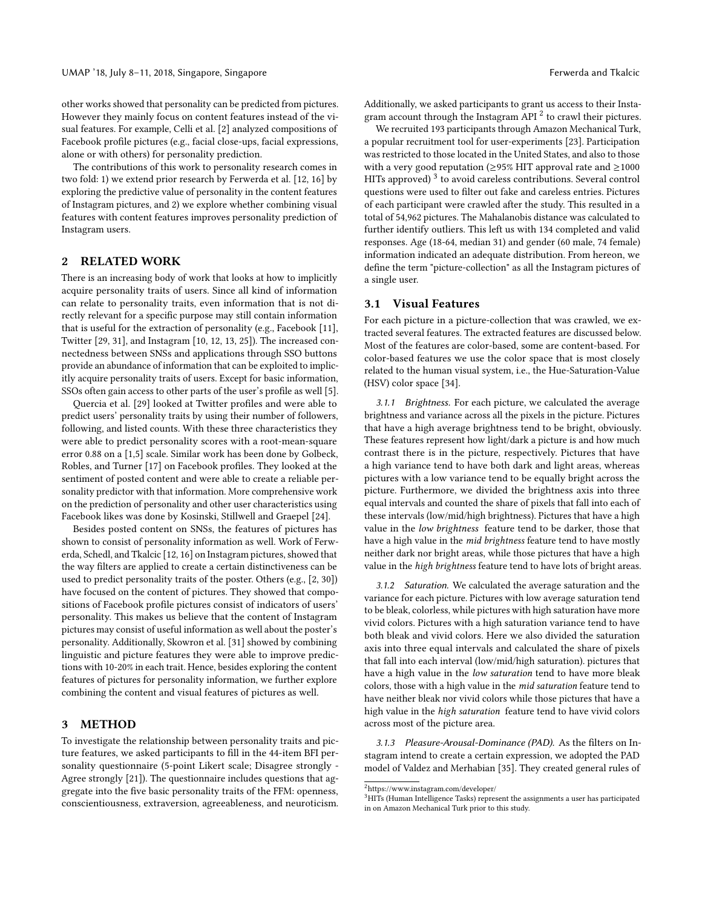other works showed that personality can be predicted from pictures. However they mainly focus on content features instead of the visual features. For example, Celli et al. [2] analyzed compositions of Facebook profile pictures (e.g., facial close-ups, facial expressions, alone or with others) for personality prediction.

The contributions of this work to personality research comes in two fold: 1) we extend prior research by Ferwerda et al. [12, 16] by exploring the predictive value of personality in the content features of Instagram pictures, and 2) we explore whether combining visual features with content features improves personality prediction of Instagram users.

## 2 RELATED WORK

There is an increasing body of work that looks at how to implicitly acquire personality traits of users. Since all kind of information can relate to personality traits, even information that is not directly relevant for a specific purpose may still contain information that is useful for the extraction of personality (e.g., Facebook [11], Twitter [29, 31], and Instagram [10, 12, 13, 25]). The increased connectedness between SNSs and applications through SSO buttons provide an abundance of information that can be exploited to implicitly acquire personality traits of users. Except for basic information, SSOs often gain access to other parts of the user's profile as well [5].

Quercia et al. [29] looked at Twitter profiles and were able to predict users' personality traits by using their number of followers, following, and listed counts. With these three characteristics they were able to predict personality scores with a root-mean-square error 0.88 on a [1,5] scale. Similar work has been done by Golbeck, Robles, and Turner [17] on Facebook profiles. They looked at the sentiment of posted content and were able to create a reliable personality predictor with that information. More comprehensive work on the prediction of personality and other user characteristics using Facebook likes was done by Kosinski, Stillwell and Graepel [24].

Besides posted content on SNSs, the features of pictures has shown to consist of personality information as well. Work of Ferwerda, Schedl, and Tkalcic [12, 16] on Instagram pictures, showed that the way filters are applied to create a certain distinctiveness can be used to predict personality traits of the poster. Others (e.g., [2, 30]) have focused on the content of pictures. They showed that compositions of Facebook profile pictures consist of indicators of users' personality. This makes us believe that the content of Instagram pictures may consist of useful information as well about the poster's personality. Additionally, Skowron et al. [31] showed by combining linguistic and picture features they were able to improve predictions with 10-20% in each trait. Hence, besides exploring the content features of pictures for personality information, we further explore combining the content and visual features of pictures as well.

## 3 METHOD

To investigate the relationship between personality traits and picture features, we asked participants to fill in the 44-item BFI personality questionnaire (5-point Likert scale; Disagree strongly - Agree strongly [21]). The questionnaire includes questions that aggregate into the five basic personality traits of the FFM: openness, conscientiousness, extraversion, agreeableness, and neuroticism. Additionally, we asked participants to grant us access to their Instagram account through the Instagram API [2] to crawl their pictures.

We recruited 193 participants through Amazon Mechanical Turk, a popular recruitment tool for user-experiments [23]. Participation was restricted to those located in the United States, and also to those with a very good reputation (≥95% HIT approval rate and ≥1000 HITs approved) [3] to avoid careless contributions. Several control questions were used to filter out fake and careless entries. Pictures of each participant were crawled after the study. This resulted in a total of 54,962 pictures. The Mahalanobis distance was calculated to further identify outliers. This left us with 134 completed and valid responses. Age (18-64, median 31) and gender (60 male, 74 female) information indicated an adequate distribution. From hereon, we define the term "picture-collection" as all the Instagram pictures of a single user.

### 3.1 Visual Features

For each picture in a picture-collection that was crawled, we extracted several features. The extracted features are discussed below. Most of the features are color-based, some are content-based. For color-based features we use the color space that is most closely related to the human visual system, i.e., the Hue-Saturation-Value (HSV) color space [34].

*3.1.1 Brightness.* For each picture, we calculated the average brightness and variance across all the pixels in the picture. Pictures that have a high average brightness tend to be bright, obviously. These features represent how light/dark a picture is and how much contrast there is in the picture, respectively. Pictures that have a high variance tend to have both dark and light areas, whereas pictures with a low variance tend to be equally bright across the picture. Furthermore, we divided the brightness axis into three equal intervals and counted the share of pixels that fall into each of these intervals (low/mid/high brightness). Pictures that have a high value in the *low brightness* feature tend to be darker, those that have a high value in the *mid brightness* feature tend to have mostly neither dark nor bright areas, while those pictures that have a high value in the *high brightness* feature tend to have lots of bright areas.

*3.1.2 Saturation.* We calculated the average saturation and the variance for each picture. Pictures with low average saturation tend to be bleak, colorless, while pictures with high saturation have more vivid colors. Pictures with a high saturation variance tend to have both bleak and vivid colors. Here we also divided the saturation axis into three equal intervals and calculated the share of pixels that fall into each interval (low/mid/high saturation). pictures that have a high value in the *low saturation* tend to have more bleak colors, those with a high value in the *mid saturation* feature tend to have neither bleak nor vivid colors while those pictures that have a high value in the *high saturation* feature tend to have vivid colors across most of the picture area.

*3.1.3 Pleasure-Arousal-Dominance (PAD).* As the filters on Instagram intend to create a certain expression, we adopted the PAD model of Valdez and Merhabian [35]. They created general rules of

[2] https://www.instagram.com/developer/

[3] HITs (Human Intelligence Tasks) represent the assignments a user has participated in on Amazon Mechanical Turk prior to this study.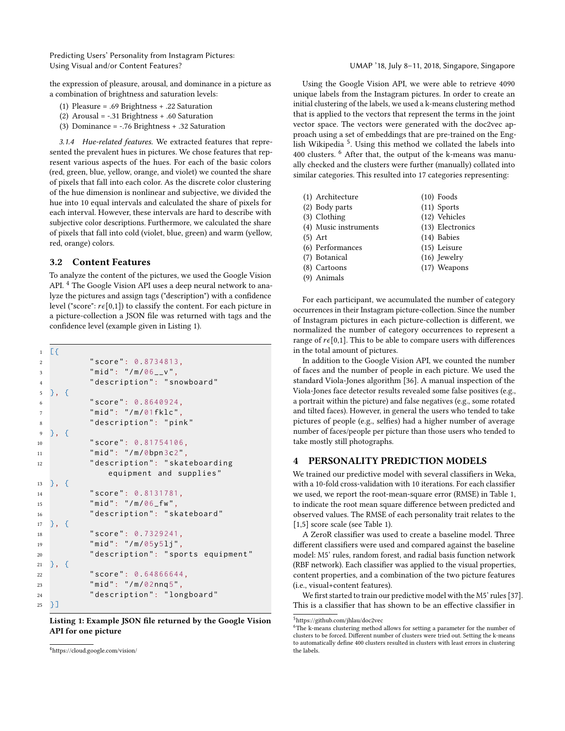the expression of pleasure, arousal, and dominance in a picture as a combination of brightness and saturation levels:

(1) Pleasure = .69 Brightness + .22 Saturation
(2) Arousal = -.31 Brightness + .60 Saturation
(3) Dominance = -.76 Brightness + .32 Saturation

#### 3.1.4 *Hue-related features.*

We extracted features that represented the prevalent hues in pictures. We chose features that represent various aspects of the hues. For each of the basic colors (red, green, blue, yellow, orange, and violet) we counted the share of pixels that fall into each color. As the discrete color clustering of the hue dimension is nonlinear and subjective, we divided the hue into 10 equal intervals and calculated the share of pixels for each interval. However, these intervals are hard to describe with subjective color descriptions. Furthermore, we calculated the share of pixels that fall into cold (violet, blue, green) and warm (yellow, red, orange) colors.

## 3.2 Content Features

To analyze the content of the pictures, we used the Google Vision API. [4] The Google Vision API uses a deep neural network to analyze the pictures and assign tags ("description") with a confidence level ("score": $r\epsilon[0,1]$) to classify the content. For each picture in a picture-collection a JSON file was returned with tags and the confidence level (example given in Listing 1).

```
[{
        "score": 0.8734813,
        "mid": "/m/06__v",
        "description": "snowboard"
}, {
        "score": 0.8640924,
        "mid": "/m/01fklc",
        "description": "pink"
}, {
        "score": 0.81754106,
        "mid": "/m/0bpn3c2",
        "description": "skateboarding
            equipment and supplies"
}, {
        "score": 0.8131781,
        "mid": "/m/06_fw",
        "description": "skateboard"
}, {
        "score": 0.7329241,
        "mid": "/m/05y5lj",
        "description": "sports equipment"
}, {
        "score": 0.64866644,
        "mid": "/m/02nnq5",
        "description": "longboard"
}]
```

**Listing 1: Example JSON file returned by the Google Vision API for one picture**

Using the Google Vision API, we were able to retrieve 4090 unique labels from the Instagram pictures. In order to create an initial clustering of the labels, we used a k-means clustering method that is applied to the vectors that represent the terms in the joint vector space. The vectors were generated with the doc2vec approach using a set of embeddings that are pre-trained on the English Wikipedia [5]. Using this method we collated the labels into 400 clusters. [6] After that, the output of the k-means was manually checked and the clusters were further (manually) collated into similar categories. This resulted into 17 categories representing:

(1) Architecture
(2) Body parts
(3) Clothing
(4) Music instruments
(5) Art
(6) Performances
(7) Botanical
(8) Cartoons
(9) Animals
(10) Foods
(11) Sports
(12) Vehicles
(13) Electronics
(14) Babies
(15) Leisure
(16) Jewelry
(17) Weapons

For each participant, we accumulated the number of category occurrences in their Instagram picture-collection. Since the number of Instagram pictures in each picture-collection is different, we normalized the number of category occurrences to represent a range of $r\epsilon[0,1]$. This to be able to compare users with differences in the total amount of pictures.

In addition to the Google Vision API, we counted the number of faces and the number of people in each picture. We used the standard Viola-Jones algorithm [36]. A manual inspection of the Viola-Jones face detector results revealed some false positives (e.g., a portrait within the picture) and false negatives (e.g., some rotated and tilted faces). However, in general the users who tended to take pictures of people (e.g., selfies) had a higher number of average number of faces/people per picture than those users who tended to take mostly still photographs.

# 4 PERSONALITY PREDICTION MODELS

We trained our predictive model with several classifiers in Weka, with a 10-fold cross-validation with 10 iterations. For each classifier we used, we report the root-mean-square error (RMSE) in Table 1, to indicate the root mean square difference between predicted and observed values. The RMSE of each personality trait relates to the [1,5] score scale (see Table 1).

A ZeroR classifier was used to create a baseline model. Three different classifiers were used and compared against the baseline model: M5' rules, random forest, and radial basis function network (RBF network). Each classifier was applied to the visual properties, content properties, and a combination of the two picture features (i.e., visual+content features).

We first started to train our predictive model with the M5' rules [37]. This is a classifier that has shown to be an effective classifier in

[4] https://cloud.google.com/vision/

[5] https://github.com/jhlau/doc2vec

[6] The k-means clustering method allows for setting a parameter for the number of clusters to be forced. Different number of clusters were tried out. Setting the k-means to automatically define 400 clusters resulted in clusters with least errors in clustering the labels.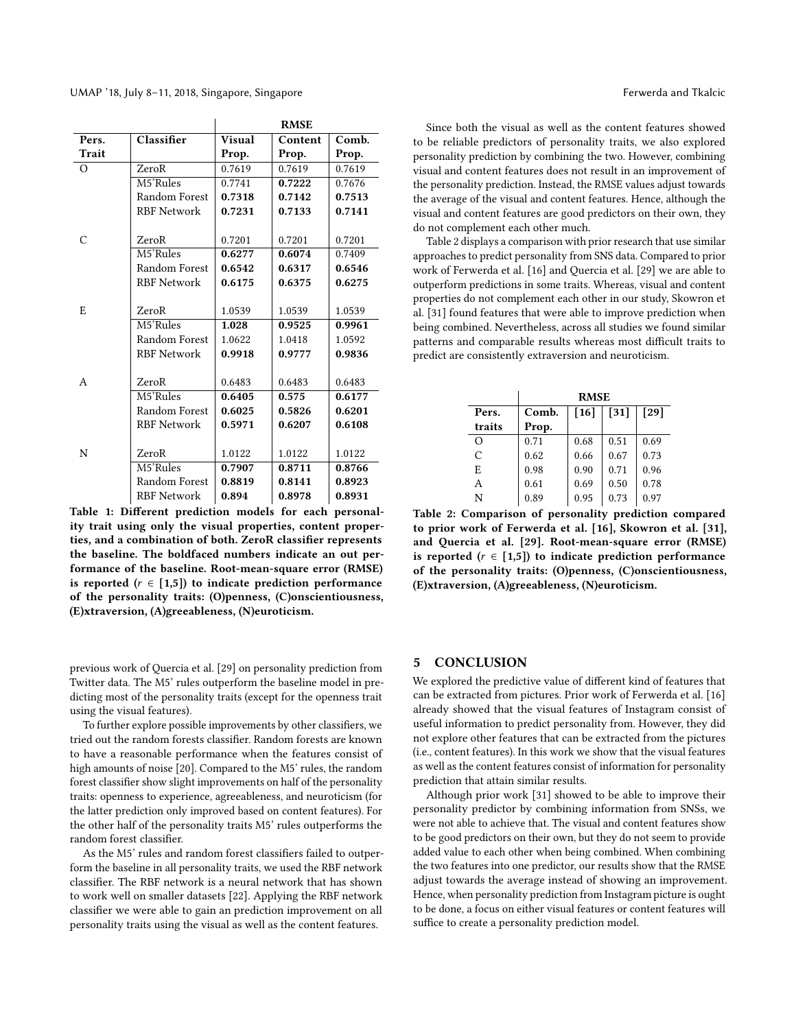| | | RMSE | | |
|---|---|---|---|---|
| **Pers. Trait** | **Classifier** | **Visual Prop.** | **Content Prop.** | **Comb. Prop.** |
| O | ZeroR | 0.7619 | 0.7619 | 0.7619 |
| | M5'Rules | 0.7741 | **0.7222** | 0.7676 |
| | Random Forest | **0.7318** | **0.7142** | **0.7513** |
| | RBF Network | **0.7231** | **0.7133** | **0.7141** |
| C | ZeroR | 0.7201 | 0.7201 | 0.7201 |
| | M5'Rules | **0.6277** | **0.6074** | 0.7409 |
| | Random Forest | **0.6542** | **0.6317** | **0.6546** |
| | RBF Network | **0.6175** | **0.6375** | **0.6275** |
| E | ZeroR | 1.0539 | 1.0539 | 1.0539 |
| | M5'Rules | **1.028** | **0.9525** | **0.9961** |
| | Random Forest | 1.0622 | 1.0418 | 1.0592 |
| | RBF Network | **0.9918** | **0.9777** | **0.9836** |
| A | ZeroR | 0.6483 | 0.6483 | 0.6483 |
| | M5'Rules | **0.6405** | **0.575** | **0.6177** |
| | Random Forest | **0.6025** | **0.5826** | **0.6201** |
| | RBF Network | **0.5971** | **0.6207** | **0.6108** |
| N | ZeroR | 1.0122 | 1.0122 | 1.0122 |
| | M5'Rules | **0.7907** | **0.8711** | **0.8766** |
| | Random Forest | **0.8819** | **0.8141** | **0.8923** |
| | RBF Network | **0.894** | **0.8978** | **0.8931** |

**Table 1: Different prediction models for each personality trait using only the visual properties, content properties, and a combination of both. ZeroR classifier represents the baseline. The boldfaced numbers indicate an out performance of the baseline. Root-mean-square error (RMSE) is reported ($r \in [1,5]$) to indicate prediction performance of the personality traits: (O)penness, (C)onscientiousness, (E)xtraversion, (A)greeableness, (N)euroticism.**

previous work of Quercia et al. [29] on personality prediction from Twitter data. The M5' rules outperform the baseline model in predicting most of the personality traits (except for the openness trait using the visual features).

To further explore possible improvements by other classifiers, we tried out the random forests classifier. Random forests are known to have a reasonable performance when the features consist of high amounts of noise [20]. Compared to the M5' rules, the random forest classifier show slight improvements on half of the personality traits: openness to experience, agreeableness, and neuroticism (for the latter prediction only improved based on content features). For the other half of the personality traits M5' rules outperforms the random forest classifier.

As the M5' rules and random forest classifiers failed to outperform the baseline in all personality traits, we used the RBF network classifier. The RBF network is a neural network that has shown to work well on smaller datasets [22]. Applying the RBF network classifier we were able to gain an prediction improvement on all personality traits using the visual as well as the content features.

Since both the visual as well as the content features showed to be reliable predictors of personality traits, we also explored personality prediction by combining the two. However, combining visual and content features does not result in an improvement of the personality prediction. Instead, the RMSE values adjust towards the average of the visual and content features. Hence, although the visual and content features are good predictors on their own, they do not complement each other much.

Table 2 displays a comparison with prior research that use similar approaches to predict personality from SNS data. Compared to prior work of Ferwerda et al. [16] and Quercia et al. [29] we are able to outperform predictions in some traits. Whereas, visual and content properties do not complement each other in our study, Skowron et al. [31] found features that were able to improve prediction when being combined. Nevertheless, across all studies we found similar patterns and comparable results whereas most difficult traits to predict are consistently extraversion and neuroticism.

| | RMSE | | | |
|---|---|---|---|---|
| **Pers. traits** | **Comb. Prop.** | **[16]** | **[31]** | **[29]** |
| O | 0.71 | 0.68 | 0.51 | 0.69 |
| C | 0.62 | 0.66 | 0.67 | 0.73 |
| E | 0.98 | 0.90 | 0.71 | 0.96 |
| A | 0.61 | 0.69 | 0.50 | 0.78 |
| N | 0.89 | 0.95 | 0.73 | 0.97 |

**Table 2: Comparison of personality prediction compared to prior work of Ferwerda et al. [16], Skowron et al. [31], and Quercia et al. [29]. Root-mean-square error (RMSE) is reported ($r \in [1,5]$) to indicate prediction performance of the personality traits: (O)penness, (C)onscientiousness, (E)xtraversion, (A)greeableness, (N)euroticism.**

## 5 CONCLUSION

We explored the predictive value of different kind of features that can be extracted from pictures. Prior work of Ferwerda et al. [16] already showed that the visual features of Instagram consist of useful information to predict personality from. However, they did not explore other features that can be extracted from the pictures (i.e., content features). In this work we show that the visual features as well as the content features consist of information for personality prediction that attain similar results.

Although prior work [31] showed to be able to improve their personality predictor by combining information from SNSs, we were not able to achieve that. The visual and content features show to be good predictors on their own, but they do not seem to provide added value to each other when being combined. When combining the two features into one predictor, our results show that the RMSE adjust towards the average instead of showing an improvement. Hence, when personality prediction from Instagram picture is ought to be done, a focus on either visual features or content features will suffice to create a personality prediction model.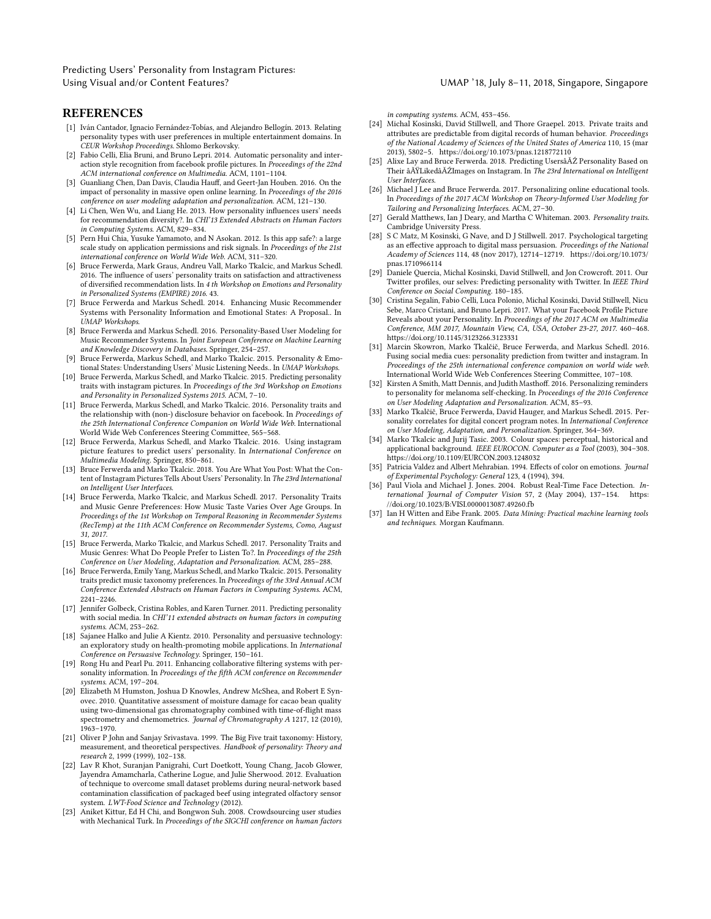## REFERENCES

[1] Iván Cantador, Ignacio Fernández-Tobías, and Alejandro Bellogín. 2013. Relating personality types with user preferences in multiple entertainment domains. In *CEUR Workshop Proceedings*. Shlomo Berkovsky.

[2] Fabio Celli, Elia Bruni, and Bruno Lepri. 2014. Automatic personality and interaction style recognition from facebook profile pictures. In *Proceedings of the 22nd ACM international conference on Multimedia*. ACM, 1101–1104.

[3] Guanliang Chen, Dan Davis, Claudia Hauff, and Geert-Jan Houben. 2016. On the impact of personality in massive open online learning. In *Proceedings of the 2016 conference on user modeling adaptation and personalization*. ACM, 121–130.

[4] Li Chen, Wen Wu, and Liang He. 2013. How personality influences users' needs for recommendation diversity?. In *CHI'13 Extended Abstracts on Human Factors in Computing Systems*. ACM, 829–834.

[5] Pern Hui Chia, Yusuke Yamamoto, and N Asokan. 2012. Is this app safe?: a large scale study on application permissions and risk signals. In *Proceedings of the 21st international conference on World Wide Web*. ACM, 311–320.

[6] Bruce Ferwerda, Mark Graus, Andreu Vall, Marko Tkalcic, and Markus Schedl. 2016. The influence of users' personality traits on satisfaction and attractiveness of diversified recommendation lists. In *4 th Workshop on Emotions and Personality in Personalized Systems (EMPIRE) 2016*. 43.

[7] Bruce Ferwerda and Markus Schedl. 2014. Enhancing Music Recommender Systems with Personality Information and Emotional States: A Proposal.. In *UMAP Workshops*.

[8] Bruce Ferwerda and Markus Schedl. 2016. Personality-Based User Modeling for Music Recommender Systems. In *Joint European Conference on Machine Learning and Knowledge Discovery in Databases*. Springer, 254–257.

[9] Bruce Ferwerda, Markus Schedl, and Marko Tkalcic. 2015. Personality & Emotional States: Understanding Users' Music Listening Needs.. In *UMAP Workshops*.

[10] Bruce Ferwerda, Markus Schedl, and Marko Tkalcic. 2015. Predicting personality traits with instagram pictures. In *Proceedings of the 3rd Workshop on Emotions and Personality in Personalized Systems 2015*. ACM, 7–10.

[11] Bruce Ferwerda, Markus Schedl, and Marko Tkalcic. 2016. Personality traits and the relationship with (non-) disclosure behavior on facebook. In *Proceedings of the 25th International Conference Companion on World Wide Web*. International World Wide Web Conferences Steering Committee, 565–568.

[12] Bruce Ferwerda, Markus Schedl, and Marko Tkalcic. 2016. Using instagram picture features to predict users' personality. In *International Conference on Multimedia Modeling*. Springer, 850–861.

[13] Bruce Ferwerda and Marko Tkalcic. 2018. You Are What You Post: What the Content of Instagram Pictures Tells About Users' Personality. In *The 23rd International on Intelligent User Interfaces*.

[14] Bruce Ferwerda, Marko Tkalcic, and Markus Schedl. 2017. Personality Traits and Music Genre Preferences: How Music Taste Varies Over Age Groups. In *Proceedings of the 1st Workshop on Temporal Reasoning in Recommender Systems (RecTemp) at the 11th ACM Conference on Recommender Systems, Como, August 31, 2017*.

[15] Bruce Ferwerda, Marko Tkalcic, and Markus Schedl. 2017. Personality Traits and Music Genres: What Do People Prefer to Listen To?. In *Proceedings of the 25th Conference on User Modeling, Adaptation and Personalization*. ACM, 285–288.

[16] Bruce Ferwerda, Emily Yang, Markus Schedl, and Marko Tkalcic. 2015. Personality traits predict music taxonomy preferences. In *Proceedings of the 33rd Annual ACM Conference Extended Abstracts on Human Factors in Computing Systems*. ACM, 2241–2246.

[17] Jennifer Golbeck, Cristina Robles, and Karen Turner. 2011. Predicting personality with social media. In *CHI'11 extended abstracts on human factors in computing systems*. ACM, 253–262.

[18] Sajanee Halko and Julie A Kientz. 2010. Personality and persuasive technology: an exploratory study on health-promoting mobile applications. In *International Conference on Persuasive Technology*. Springer, 150–161.

[19] Rong Hu and Pearl Pu. 2011. Enhancing collaborative filtering systems with personality information. In *Proceedings of the fifth ACM conference on Recommender systems*. ACM, 197–204.

[20] Elizabeth M Humston, Joshua D Knowles, Andrew McShea, and Robert E Synovec. 2010. Quantitative assessment of moisture damage for cacao bean quality using two-dimensional gas chromatography combined with time-of-flight mass spectrometry and chemometrics. *Journal of Chromatography A* 1217, 12 (2010), 1963–1970.

[21] Oliver P John and Sanjay Srivastava. 1999. The Big Five trait taxonomy: History, measurement, and theoretical perspectives. *Handbook of personality: Theory and research* 2, 1999 (1999), 102–138.

[22] Lav R Khot, Suranjan Panigrahi, Curt Doetkott, Young Chang, Jacob Glower, Jayendra Amamcharla, Catherine Logue, and Julie Sherwood. 2012. Evaluation of technique to overcome small dataset problems during neural-network based contamination classification of packaged beef using integrated olfactory sensor system. *LWT-Food Science and Technology* (2012).

[23] Aniket Kittur, Ed H Chi, and Bongwon Suh. 2008. Crowdsourcing user studies with Mechanical Turk. In *Proceedings of the SIGCHI conference on human factors in computing systems*. ACM, 453–456.

[24] Michal Kosinski, David Stillwell, and Thore Graepel. 2013. Private traits and attributes are predictable from digital records of human behavior. *Proceedings of the National Academy of Sciences of the United States of America* 110, 15 (mar 2013), 5802–5. https://doi.org/10.1073/pnas.1218772110

[25] Alixe Lay and Bruce Ferwerda. 2018. Predicting UsersâĂŹ Personality Based on Their âĂŸLikedâĂŹImages on Instagram. In *The 23rd International on Intelligent User Interfaces*.

[26] Michael J Lee and Bruce Ferwerda. 2017. Personalizing online educational tools. In *Proceedings of the 2017 ACM Workshop on Theory-Informed User Modeling for Tailoring and Personalizing Interfaces*. ACM, 27–30.

[27] Gerald Matthews, Ian J Deary, and Martha C Whiteman. 2003. *Personality traits*. Cambridge University Press.

[28] S C Matz, M Kosinski, G Nave, and D J Stillwell. 2017. Psychological targeting as an effective approach to digital mass persuasion. *Proceedings of the National Academy of Sciences* 114, 48 (nov 2017), 12714–12719. https://doi.org/10.1073/pnas.1710966114

[29] Daniele Quercia, Michal Kosinski, David Stillwell, and Jon Crowcroft. 2011. Our Twitter profiles, our selves: Predicting personality with Twitter. In *IEEE Third Conference on Social Computing*. 180–185.

[30] Cristina Segalin, Fabio Celli, Luca Polonio, Michal Kosinski, David Stillwell, Nicu Sebe, Marco Cristani, and Bruno Lepri. 2017. What your Facebook Profile Picture Reveals about your Personality. In *Proceedings of the 2017 ACM on Multimedia Conference, MM 2017, Mountain View, CA, USA, October 23-27, 2017*. 460–468. https://doi.org/10.1145/3123266.3123331

[31] Marcin Skowron, Marko Tkalčič, Bruce Ferwerda, and Markus Schedl. 2016. Fusing social media cues: personality prediction from twitter and instagram. In *Proceedings of the 25th international conference companion on world wide web*. International World Wide Web Conferences Steering Committee, 107–108.

[32] Kirsten A Smith, Matt Dennis, and Judith Masthoff. 2016. Personalizing reminders to personality for melanoma self-checking. In *Proceedings of the 2016 Conference on User Modeling Adaptation and Personalization*. ACM, 85–93.

[33] Marko Tkalčič, Bruce Ferwerda, David Hauger, and Markus Schedl. 2015. Personality correlates for digital concert program notes. In *International Conference on User Modeling, Adaptation, and Personalization*. Springer, 364–369.

[34] Marko Tkalcic and Jurij Tasic. 2003. Colour spaces: perceptual, historical and applicational background. *IEEE EUROCON. Computer as a Tool* (2003), 304–308. https://doi.org/10.1109/EURCON.2003.1248032

[35] Patricia Valdez and Albert Mehrabian. 1994. Effects of color on emotions. *Journal of Experimental Psychology: General* 123, 4 (1994), 394.

[36] Paul Viola and Michael J. Jones. 2004. Robust Real-Time Face Detection. *International Journal of Computer Vision* 57, 2 (May 2004), 137–154. https://doi.org/10.1023/B:VISI.0000013087.49260.fb

[37] Ian H Witten and Eibe Frank. 2005. *Data Mining: Practical machine learning tools and techniques*. Morgan Kaufmann.